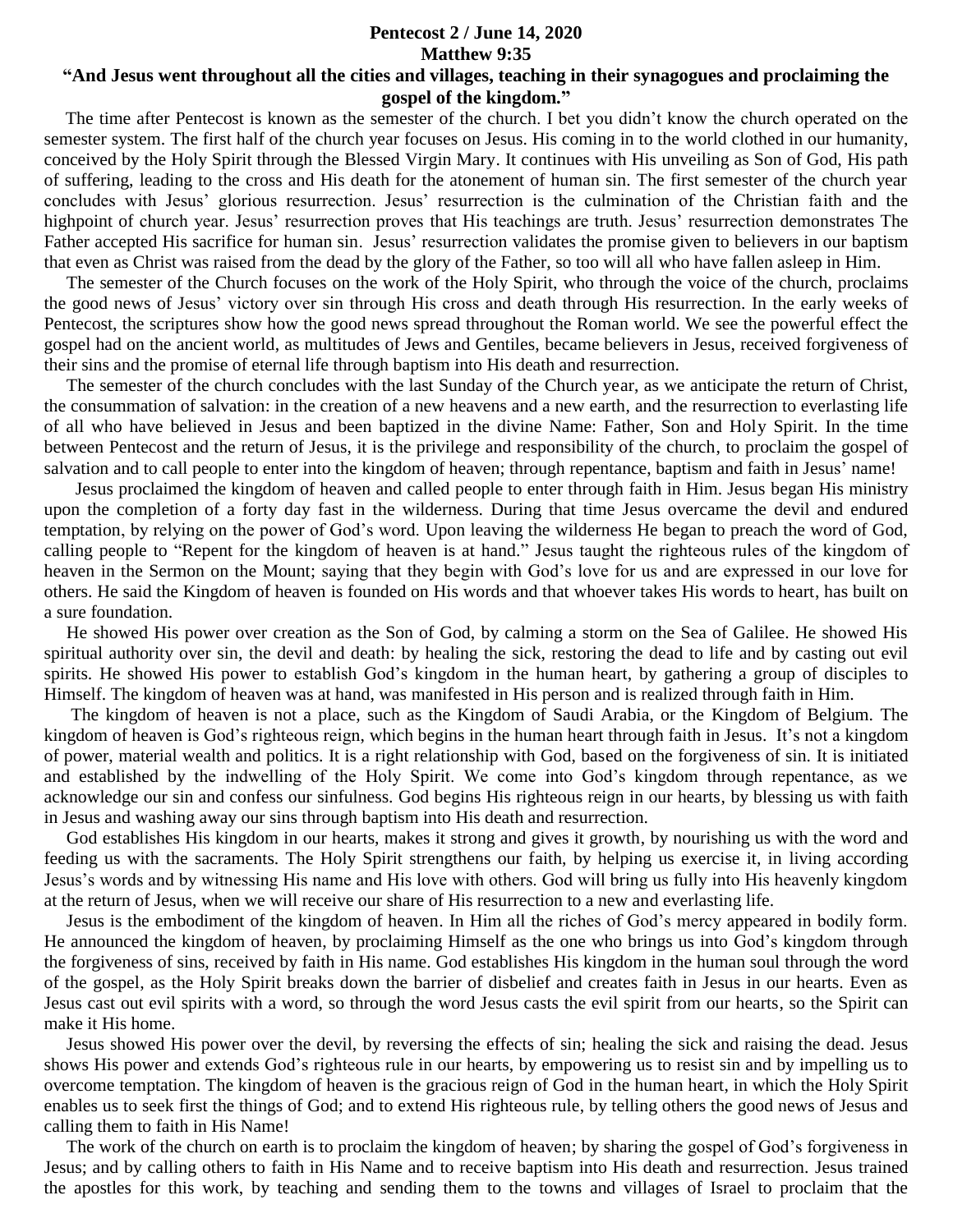**Pentecost 2 / June 14, 2020**

**Matthew 9:35**

**"And Jesus went throughout all the cities and villages, teaching in their synagogues and proclaiming the gospel of the kingdom."**

The time after Pentecost is known as the semester of the church. I bet you didn't know the church operated on the semester system. The first half of the church year focuses on Jesus. His coming in to the world clothed in our humanity, conceived by the Holy Spirit through the Blessed Virgin Mary. It continues with His unveiling as Son of God, His path of suffering, leading to the cross and His death for the atonement of human sin. The first semester of the church year concludes with Jesus' glorious resurrection. Jesus' resurrection is the culmination of the Christian faith and the highpoint of church year. Jesus' resurrection proves that His teachings are truth. Jesus' resurrection demonstrates The Father accepted His sacrifice for human sin. Jesus' resurrection validates the promise given to believers in our baptism that even as Christ was raised from the dead by the glory of the Father, so too will all who have fallen asleep in Him.

The semester of the Church focuses on the work of the Holy Spirit, who through the voice of the church, proclaims the good news of Jesus' victory over sin through His cross and death through His resurrection. In the early weeks of Pentecost, the scriptures show how the good news spread throughout the Roman world. We see the powerful effect the gospel had on the ancient world, as multitudes of Jews and Gentiles, became believers in Jesus, received forgiveness of their sins and the promise of eternal life through baptism into His death and resurrection.

The semester of the church concludes with the last Sunday of the Church year, as we anticipate the return of Christ, the consummation of salvation: in the creation of a new heavens and a new earth, and the resurrection to everlasting life of all who have believed in Jesus and been baptized in the divine Name: Father, Son and Holy Spirit. In the time between Pentecost and the return of Jesus, it is the privilege and responsibility of the church, to proclaim the gospel of salvation and to call people to enter into the kingdom of heaven; through repentance, baptism and faith in Jesus' name!

Jesus proclaimed the kingdom of heaven and called people to enter through faith in Him. Jesus began His ministry upon the completion of a forty day fast in the wilderness. During that time Jesus overcame the devil and endured temptation, by relying on the power of God's word. Upon leaving the wilderness He began to preach the word of God, calling people to "Repent for the kingdom of heaven is at hand." Jesus taught the righteous rules of the kingdom of heaven in the Sermon on the Mount; saying that they begin with God's love for us and are expressed in our love for others. He said the Kingdom of heaven is founded on His words and that whoever takes His words to heart, has built on a sure foundation.

He showed His power over creation as the Son of God, by calming a storm on the Sea of Galilee. He showed His spiritual authority over sin, the devil and death: by healing the sick, restoring the dead to life and by casting out evil spirits. He showed His power to establish God's kingdom in the human heart, by gathering a group of disciples to Himself. The kingdom of heaven was at hand, was manifested in His person and is realized through faith in Him.

The kingdom of heaven is not a place, such as the Kingdom of Saudi Arabia, or the Kingdom of Belgium. The kingdom of heaven is God's righteous reign, which begins in the human heart through faith in Jesus. It's not a kingdom of power, material wealth and politics. It is a right relationship with God, based on the forgiveness of sin. It is initiated and established by the indwelling of the Holy Spirit. We come into God's kingdom through repentance, as we acknowledge our sin and confess our sinfulness. God begins His righteous reign in our hearts, by blessing us with faith in Jesus and washing away our sins through baptism into His death and resurrection.

God establishes His kingdom in our hearts, makes it strong and gives it growth, by nourishing us with the word and feeding us with the sacraments. The Holy Spirit strengthens our faith, by helping us exercise it, in living according Jesus's words and by witnessing His name and His love with others. God will bring us fully into His heavenly kingdom at the return of Jesus, when we will receive our share of His resurrection to a new and everlasting life.

Jesus is the embodiment of the kingdom of heaven. In Him all the riches of God's mercy appeared in bodily form. He announced the kingdom of heaven, by proclaiming Himself as the one who brings us into God's kingdom through the forgiveness of sins, received by faith in His name. God establishes His kingdom in the human soul through the word of the gospel, as the Holy Spirit breaks down the barrier of disbelief and creates faith in Jesus in our hearts. Even as Jesus cast out evil spirits with a word, so through the word Jesus casts the evil spirit from our hearts, so the Spirit can make it His home.

Jesus showed His power over the devil, by reversing the effects of sin; healing the sick and raising the dead. Jesus shows His power and extends God's righteous rule in our hearts, by empowering us to resist sin and by impelling us to overcome temptation. The kingdom of heaven is the gracious reign of God in the human heart, in which the Holy Spirit enables us to seek first the things of God; and to extend His righteous rule, by telling others the good news of Jesus and calling them to faith in His Name!

The work of the church on earth is to proclaim the kingdom of heaven; by sharing the gospel of God's forgiveness in Jesus; and by calling others to faith in His Name and to receive baptism into His death and resurrection. Jesus trained the apostles for this work, by teaching and sending them to the towns and villages of Israel to proclaim that the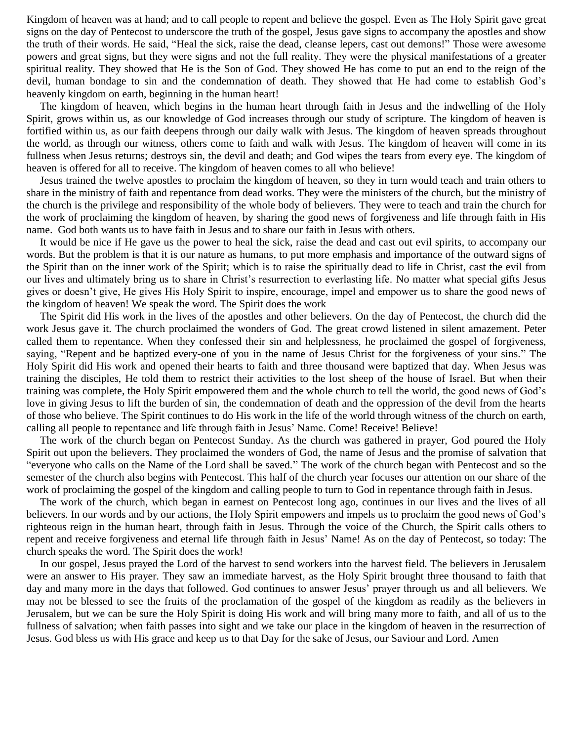Kingdom of heaven was at hand; and to call people to repent and believe the gospel. Even as The Holy Spirit gave great signs on the day of Pentecost to underscore the truth of the gospel, Jesus gave signs to accompany the apostles and show the truth of their words. He said, "Heal the sick, raise the dead, cleanse lepers, cast out demons!" Those were awesome powers and great signs, but they were signs and not the full reality. They were the physical manifestations of a greater spiritual reality. They showed that He is the Son of God. They showed He has come to put an end to the reign of the devil, human bondage to sin and the condemnation of death. They showed that He had come to establish God's heavenly kingdom on earth, beginning in the human heart!

The kingdom of heaven, which begins in the human heart through faith in Jesus and the indwelling of the Holy Spirit, grows within us, as our knowledge of God increases through our study of scripture. The kingdom of heaven is fortified within us, as our faith deepens through our daily walk with Jesus. The kingdom of heaven spreads throughout the world, as through our witness, others come to faith and walk with Jesus. The kingdom of heaven will come in its fullness when Jesus returns; destroys sin, the devil and death; and God wipes the tears from every eye. The kingdom of heaven is offered for all to receive. The kingdom of heaven comes to all who believe!

Jesus trained the twelve apostles to proclaim the kingdom of heaven, so they in turn would teach and train others to share in the ministry of faith and repentance from dead works. They were the ministers of the church, but the ministry of the church is the privilege and responsibility of the whole body of believers. They were to teach and train the church for the work of proclaiming the kingdom of heaven, by sharing the good news of forgiveness and life through faith in His name. God both wants us to have faith in Jesus and to share our faith in Jesus with others.

It would be nice if He gave us the power to heal the sick, raise the dead and cast out evil spirits, to accompany our words. But the problem is that it is our nature as humans, to put more emphasis dead and importance of the outward signs of the Spirit than on the inner work of the Spirit; which is to raise the spiritually dead to life in Christ, cast the evil from our lives and ultimately bring us to share in Christ's resurrection to everlasting life. No matter what special gifts Jesus gives or doesn't give, He gives His Holy Spirit to inspire, encourage, impel and empower us to share the good news of the kingdom of heaven! We speak the word. The Spirit does the work

The Spirit did His work in the lives of the apostles and other believers. On the day of Pentecost, the church did the work Jesus gave it. The church proclaimed the wonders of God. The great crowd listened in silent amazement. Peter called them to repentance. When they confessed their sin and helplessness, he proclaimed the gospel of forgiveness, saying, "Repent and be baptized every-one of you in the name of Jesus Christ for the forgiveness of your sins." The Holy Spirit did His work and opened their hearts to faith and three thousand were baptized that day. When Jesus was training the disciples, He told them to restrict their activities to the lost sheep of the house of Israel. But when their training was complete, the Holy Spirit empowered them and the whole church to tell the world, the good news of God's love in giving Jesus to lift the burden of sin, the condemnation of death and the oppression of the devil from the hearts of those who believe. The Spirit continues to do His work in the life of the world through witness of the church on earth, calling all people to repentance and life through faith in Jesus' Name. Come! Receive! Believe!

The work of the church began on Pentecost Sunday. As the church was gathered in prayer, God poured the Holy Spirit out upon the believers. They proclaimed the wonders of God, the name of Jesus and the promise of salvation that "everyone who calls on the Name of the Lord shall be saved." The work of the church began with Pentecost and so the semester of the church also begins with Pentecost. This half of the church year focuses our attention on our share of the work of proclaiming the gospel of the kingdom and calling people to turn to God in repentance through faith in Jesus.

The work of the church, which began in earnest on Pentecost long ago, continues in our lives and the lives of all believers. In our words and by our actions, the Holy Spirit empowers and impels us to proclaim the good news of God's righteous reign in the human heart, through faith in Jesus. Through the voice of the Church, the Spirit calls others to repent and receive forgiveness and eternal life through faith in Jesus' Name! As on the day of Pentecost, so today: The church speaks the word. The Spirit does the work!

In our gospel, Jesus prayed the Lord of the harvest to send workers into the harvest field. The believers in Jerusalem were an answer to His prayer. They saw an immediate harvest, as the Holy Spirit brought three thousand to faith that day and many more in the days that followed. God continues to answer Jesus' prayer through us and all believers. We may not be blessed to see the fruits of the proclamation of the gospel of the kingdom as readily as the believers in Jerusalem, but we can be sure the Holy Spirit is doing His work and will bring many more to faith, and all of us to the fullness of salvation; when faith passes into sight and we take our place in the kingdom of heaven in the resurrection of Jesus. God bless us with His grace and keep us to that Day for the sake of Jesus, our Saviour and Lord. Amen